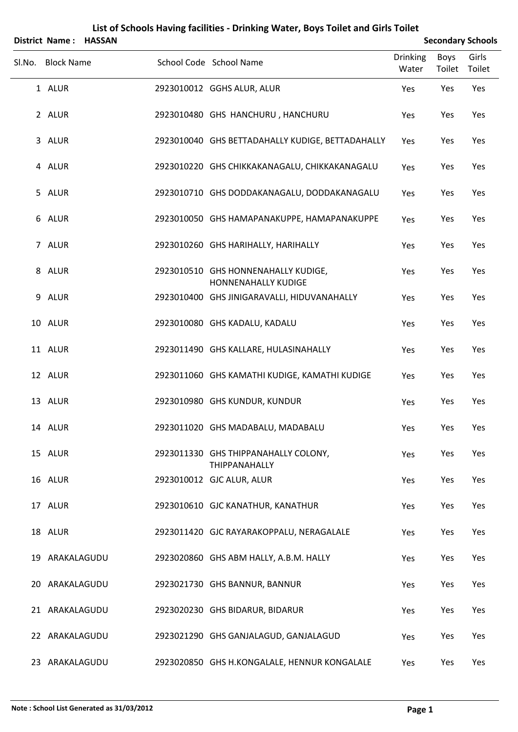# List of Schools Having facilities - Drinking Water, Boys Toilet and Girls Toilet

**District Name : HASSAN** **Secondary Schools**

| Sl.No. | Block Name | School Code | School Name | Drinking Water | Boys Toilet | Girls Toilet |
|---|---|---|---|---|---|---|
| 1 | ALUR | 2923010012 | GGHS ALUR, ALUR | Yes | Yes | Yes |
| 2 | ALUR | 2923010480 | GHS HANCHURU , HANCHURU | Yes | Yes | Yes |
| 3 | ALUR | 2923010040 | GHS BETTADAHALLY KUDIGE, BETTADAHALLY | Yes | Yes | Yes |
| 4 | ALUR | 2923010220 | GHS CHIKKAKANAGALU, CHIKKAKANAGALU | Yes | Yes | Yes |
| 5 | ALUR | 2923010710 | GHS DODDAKANAGALU, DODDAKANAGALU | Yes | Yes | Yes |
| 6 | ALUR | 2923010050 | GHS HAMAPANAKUPPE, HAMAPANAKUPPE | Yes | Yes | Yes |
| 7 | ALUR | 2923010260 | GHS HARIHALLY, HARIHALLY | Yes | Yes | Yes |
| 8 | ALUR | 2923010510 | GHS HONNENAHALLY KUDIGE, HONNENAHALLY KUDIGE | Yes | Yes | Yes |
| 9 | ALUR | 2923010400 | GHS JINIGARAVALLI, HIDUVANAHALLY | Yes | Yes | Yes |
| 10 | ALUR | 2923010080 | GHS KADALU, KADALU | Yes | Yes | Yes |
| 11 | ALUR | 2923011490 | GHS KALLARE, HULASINAHALLY | Yes | Yes | Yes |
| 12 | ALUR | 2923011060 | GHS KAMATHI KUDIGE, KAMATHI KUDIGE | Yes | Yes | Yes |
| 13 | ALUR | 2923010980 | GHS KUNDUR, KUNDUR | Yes | Yes | Yes |
| 14 | ALUR | 2923011020 | GHS MADABALU, MADABALU | Yes | Yes | Yes |
| 15 | ALUR | 2923011330 | GHS THIPPANAHALLY COLONY, THIPPANAHALLY | Yes | Yes | Yes |
| 16 | ALUR | 2923010012 | GJC ALUR, ALUR | Yes | Yes | Yes |
| 17 | ALUR | 2923010610 | GJC KANATHUR, KANATHUR | Yes | Yes | Yes |
| 18 | ALUR | 2923011420 | GJC RAYARAKOPPALU, NERAGALALE | Yes | Yes | Yes |
| 19 | ARAKALAGUDU | 2923020860 | GHS ABM HALLY, A.B.M. HALLY | Yes | Yes | Yes |
| 20 | ARAKALAGUDU | 2923021730 | GHS BANNUR, BANNUR | Yes | Yes | Yes |
| 21 | ARAKALAGUDU | 2923020230 | GHS BIDARUR, BIDARUR | Yes | Yes | Yes |
| 22 | ARAKALAGUDU | 2923021290 | GHS GANJALAGUD, GANJALAGUD | Yes | Yes | Yes |
| 23 | ARAKALAGUDU | 2923020850 | GHS H.KONGALALE, HENNUR KONGALALE | Yes | Yes | Yes |

**Note : School List Generated as 31/03/2012**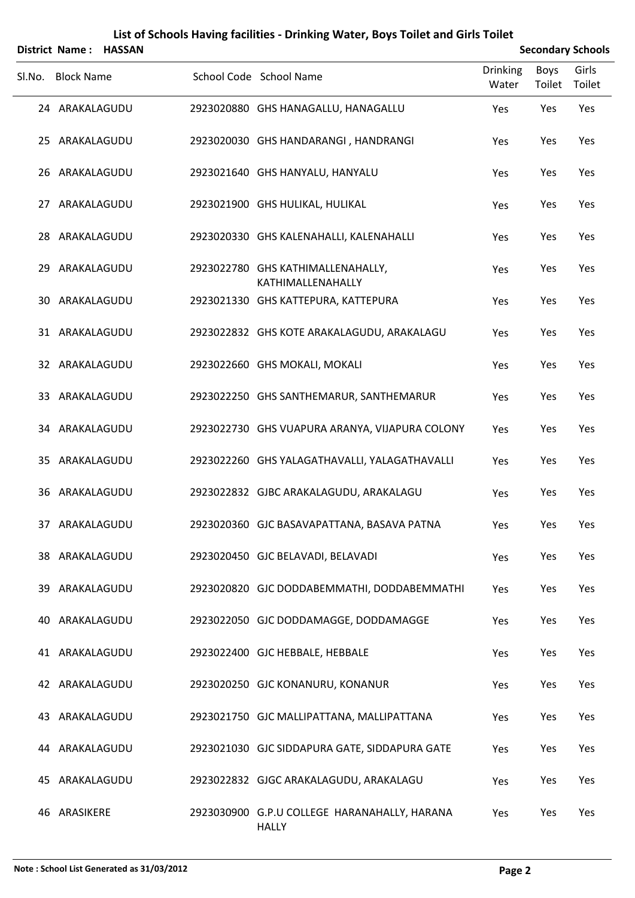# List of Schools Having facilities - Drinking Water, Boys Toilet and Girls Toilet

**District Name : HASSAN** **Secondary Schools**

| Sl.No. | Block Name | School Code | School Name | Drinking Water | Boys Toilet | Girls Toilet |
|---|---|---|---|---|---|---|
| 24 | ARAKALAGUDU | 2923020880 | GHS HANAGALLU, HANAGALLU | Yes | Yes | Yes |
| 25 | ARAKALAGUDU | 2923020030 | GHS HANDARANGI , HANDRANGI | Yes | Yes | Yes |
| 26 | ARAKALAGUDU | 2923021640 | GHS HANYALU, HANYALU | Yes | Yes | Yes |
| 27 | ARAKALAGUDU | 2923021900 | GHS HULIKAL, HULIKAL | Yes | Yes | Yes |
| 28 | ARAKALAGUDU | 2923020330 | GHS KALENAHALLI, KALENAHALLI | Yes | Yes | Yes |
| 29 | ARAKALAGUDU | 2923022780 | GHS KATHIMALLENAHALLY, KATHIMALLENAHALLY | Yes | Yes | Yes |
| 30 | ARAKALAGUDU | 2923021330 | GHS KATTEPURA, KATTEPURA | Yes | Yes | Yes |
| 31 | ARAKALAGUDU | 2923022832 | GHS KOTE ARAKALAGUDU, ARAKALAGU | Yes | Yes | Yes |
| 32 | ARAKALAGUDU | 2923022660 | GHS MOKALI, MOKALI | Yes | Yes | Yes |
| 33 | ARAKALAGUDU | 2923022250 | GHS SANTHEMARUR, SANTHEMARUR | Yes | Yes | Yes |
| 34 | ARAKALAGUDU | 2923022730 | GHS VUAPURA ARANYA, VIJAPURA COLONY | Yes | Yes | Yes |
| 35 | ARAKALAGUDU | 2923022260 | GHS YALAGATHAVALLI, YALAGATHAVALLI | Yes | Yes | Yes |
| 36 | ARAKALAGUDU | 2923022832 | GJBC ARAKALAGUDU, ARAKALAGU | Yes | Yes | Yes |
| 37 | ARAKALAGUDU | 2923020360 | GJC BASAVAPATTANA, BASAVA PATNA | Yes | Yes | Yes |
| 38 | ARAKALAGUDU | 2923020450 | GJC BELAVADI, BELAVADI | Yes | Yes | Yes |
| 39 | ARAKALAGUDU | 2923020820 | GJC DODDABEMMATHI, DODDABEMMATHI | Yes | Yes | Yes |
| 40 | ARAKALAGUDU | 2923022050 | GJC DODDAMAGGE, DODDAMAGGE | Yes | Yes | Yes |
| 41 | ARAKALAGUDU | 2923022400 | GJC HEBBALE, HEBBALE | Yes | Yes | Yes |
| 42 | ARAKALAGUDU | 2923020250 | GJC KONANURU, KONANUR | Yes | Yes | Yes |
| 43 | ARAKALAGUDU | 2923021750 | GJC MALLIPATTANA, MALLIPATTANA | Yes | Yes | Yes |
| 44 | ARAKALAGUDU | 2923021030 | GJC SIDDAPURA GATE, SIDDAPURA GATE | Yes | Yes | Yes |
| 45 | ARAKALAGUDU | 2923022832 | GJGC ARAKALAGUDU, ARAKALAGU | Yes | Yes | Yes |
| 46 | ARASIKERE | 2923030900 | G.P.U COLLEGE HARANAHALLY, HARANA HALLY | Yes | Yes | Yes |

**Note : School List Generated as 31/03/2012**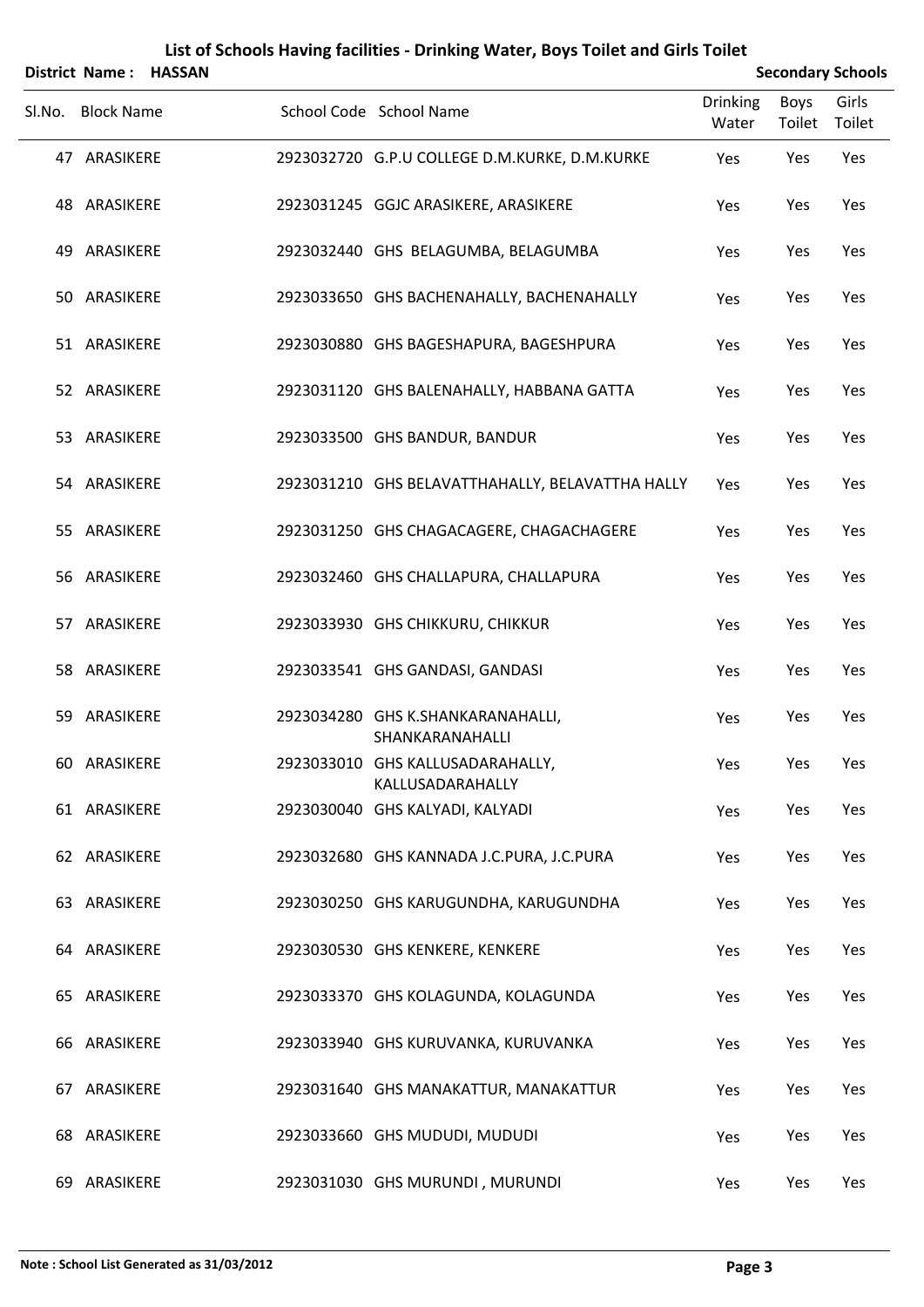# List of Schools Having facilities - Drinking Water, Boys Toilet and Girls Toilet

**District Name : HASSAN** | **Secondary Schools**

| Sl.No. | Block Name | School Code | School Name | Drinking Water | Boys Toilet | Girls Toilet |
|---|---|---|---|---|---|---|
| 47 | ARASIKERE | 2923032720 | G.P.U COLLEGE D.M.KURKE, D.M.KURKE | Yes | Yes | Yes |
| 48 | ARASIKERE | 2923031245 | GGJC ARASIKERE, ARASIKERE | Yes | Yes | Yes |
| 49 | ARASIKERE | 2923032440 | GHS BELAGUMBA, BELAGUMBA | Yes | Yes | Yes |
| 50 | ARASIKERE | 2923033650 | GHS BACHENAHALLY, BACHENAHALLY | Yes | Yes | Yes |
| 51 | ARASIKERE | 2923030880 | GHS BAGESHAPURA, BAGESHPURA | Yes | Yes | Yes |
| 52 | ARASIKERE | 2923031120 | GHS BALENAHALLY, HABBANA GATTA | Yes | Yes | Yes |
| 53 | ARASIKERE | 2923033500 | GHS BANDUR, BANDUR | Yes | Yes | Yes |
| 54 | ARASIKERE | 2923031210 | GHS BELAVATTHAHALLY, BELAVATTHA HALLY | Yes | Yes | Yes |
| 55 | ARASIKERE | 2923031250 | GHS CHAGACAGERE, CHAGACHAGERE | Yes | Yes | Yes |
| 56 | ARASIKERE | 2923032460 | GHS CHALLAPURA, CHALLAPURA | Yes | Yes | Yes |
| 57 | ARASIKERE | 2923033930 | GHS CHIKKURU, CHIKKUR | Yes | Yes | Yes |
| 58 | ARASIKERE | 2923033541 | GHS GANDASI, GANDASI | Yes | Yes | Yes |
| 59 | ARASIKERE | 2923034280 | GHS K.SHANKARANAHALLI, SHANKARANAHALLI | Yes | Yes | Yes |
| 60 | ARASIKERE | 2923033010 | GHS KALLUSADARAHALLY, KALLUSADARAHALLY | Yes | Yes | Yes |
| 61 | ARASIKERE | 2923030040 | GHS KALYADI, KALYADI | Yes | Yes | Yes |
| 62 | ARASIKERE | 2923032680 | GHS KANNADA J.C.PURA, J.C.PURA | Yes | Yes | Yes |
| 63 | ARASIKERE | 2923030250 | GHS KARUGUNDHA, KARUGUNDHA | Yes | Yes | Yes |
| 64 | ARASIKERE | 2923030530 | GHS KENKERE, KENKERE | Yes | Yes | Yes |
| 65 | ARASIKERE | 2923033370 | GHS KOLAGUNDA, KOLAGUNDA | Yes | Yes | Yes |
| 66 | ARASIKERE | 2923033940 | GHS KURUVANKA, KURUVANKA | Yes | Yes | Yes |
| 67 | ARASIKERE | 2923031640 | GHS MANAKATTUR, MANAKATTUR | Yes | Yes | Yes |
| 68 | ARASIKERE | 2923033660 | GHS MUDUDI, MUDUDI | Yes | Yes | Yes |
| 69 | ARASIKERE | 2923031030 | GHS MURUNDI , MURUNDI | Yes | Yes | Yes |

**Note : School List Generated as 31/03/2012**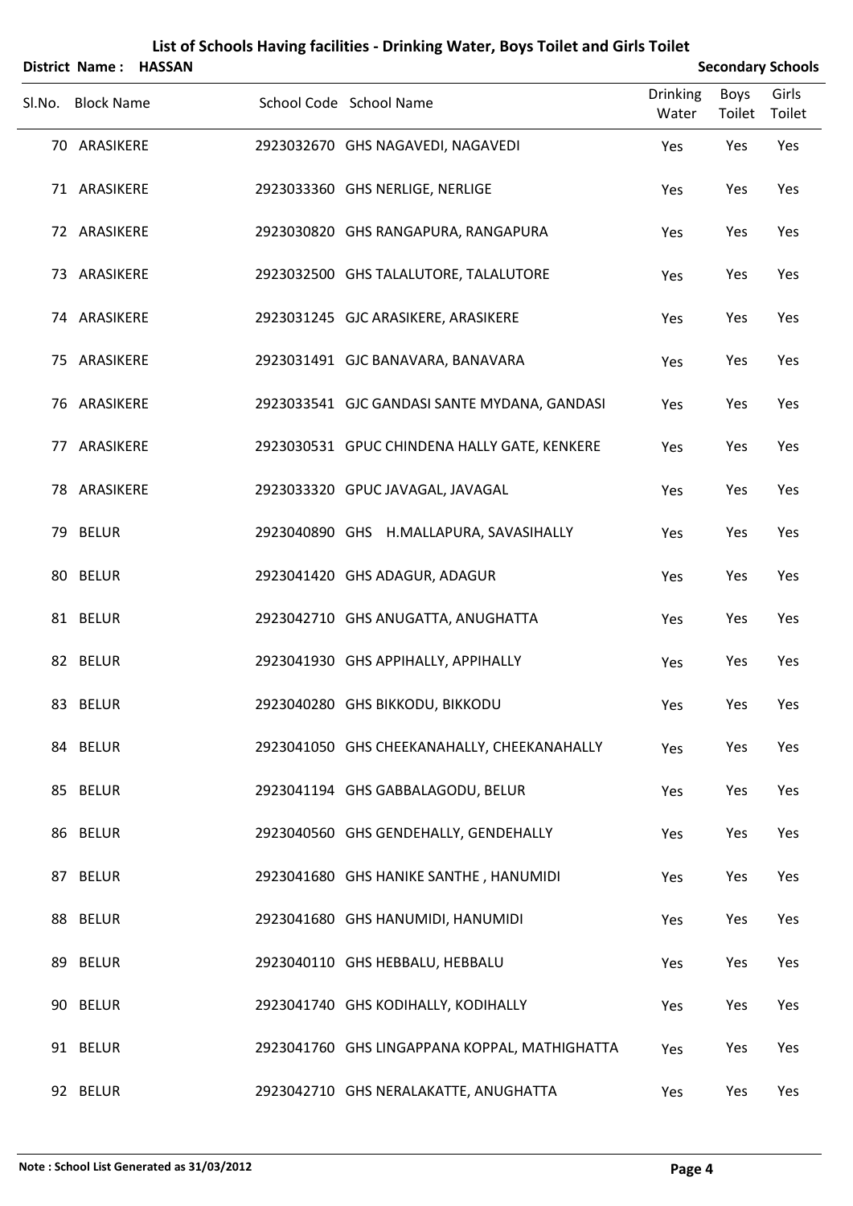# List of Schools Having facilities - Drinking Water, Boys Toilet and Girls Toilet

**District Name : HASSAN** | **Secondary Schools**

| Sl.No. | Block Name | School Code | School Name | Drinking Water | Boys Toilet | Girls Toilet |
|---|---|---|---|---|---|---|
| 70 | ARASIKERE | 2923032670 | GHS NAGAVEDI, NAGAVEDI | Yes | Yes | Yes |
| 71 | ARASIKERE | 2923033360 | GHS NERLIGE, NERLIGE | Yes | Yes | Yes |
| 72 | ARASIKERE | 2923030820 | GHS RANGAPURA, RANGAPURA | Yes | Yes | Yes |
| 73 | ARASIKERE | 2923032500 | GHS TALALUTORE, TALALUTORE | Yes | Yes | Yes |
| 74 | ARASIKERE | 2923031245 | GJC ARASIKERE, ARASIKERE | Yes | Yes | Yes |
| 75 | ARASIKERE | 2923031491 | GJC BANAVARA, BANAVARA | Yes | Yes | Yes |
| 76 | ARASIKERE | 2923033541 | GJC GANDASI SANTE MYDANA, GANDASI | Yes | Yes | Yes |
| 77 | ARASIKERE | 2923030531 | GPUC CHINDENA HALLY GATE, KENKERE | Yes | Yes | Yes |
| 78 | ARASIKERE | 2923033320 | GPUC JAVAGAL, JAVAGAL | Yes | Yes | Yes |
| 79 | BELUR | 2923040890 | GHS H.MALLAPURA, SAVASIHALLY | Yes | Yes | Yes |
| 80 | BELUR | 2923041420 | GHS ADAGUR, ADAGUR | Yes | Yes | Yes |
| 81 | BELUR | 2923042710 | GHS ANUGATTA, ANUGHATTA | Yes | Yes | Yes |
| 82 | BELUR | 2923041930 | GHS APPIHALLY, APPIHALLY | Yes | Yes | Yes |
| 83 | BELUR | 2923040280 | GHS BIKKODU, BIKKODU | Yes | Yes | Yes |
| 84 | BELUR | 2923041050 | GHS CHEEKANAHALLY, CHEEKANAHALLY | Yes | Yes | Yes |
| 85 | BELUR | 2923041194 | GHS GABBALAGODU, BELUR | Yes | Yes | Yes |
| 86 | BELUR | 2923040560 | GHS GENDEHALLY, GENDEHALLY | Yes | Yes | Yes |
| 87 | BELUR | 2923041680 | GHS HANIKE SANTHE , HANUMIDI | Yes | Yes | Yes |
| 88 | BELUR | 2923041680 | GHS HANUMIDI, HANUMIDI | Yes | Yes | Yes |
| 89 | BELUR | 2923040110 | GHS HEBBALU, HEBBALU | Yes | Yes | Yes |
| 90 | BELUR | 2923041740 | GHS KODIHALLY, KODIHALLY | Yes | Yes | Yes |
| 91 | BELUR | 2923041760 | GHS LINGAPPANA KOPPAL, MATHIGHATTA | Yes | Yes | Yes |
| 92 | BELUR | 2923042710 | GHS NERALAKATTE, ANUGHATTA | Yes | Yes | Yes |

**Note : School List Generated as 31/03/2012**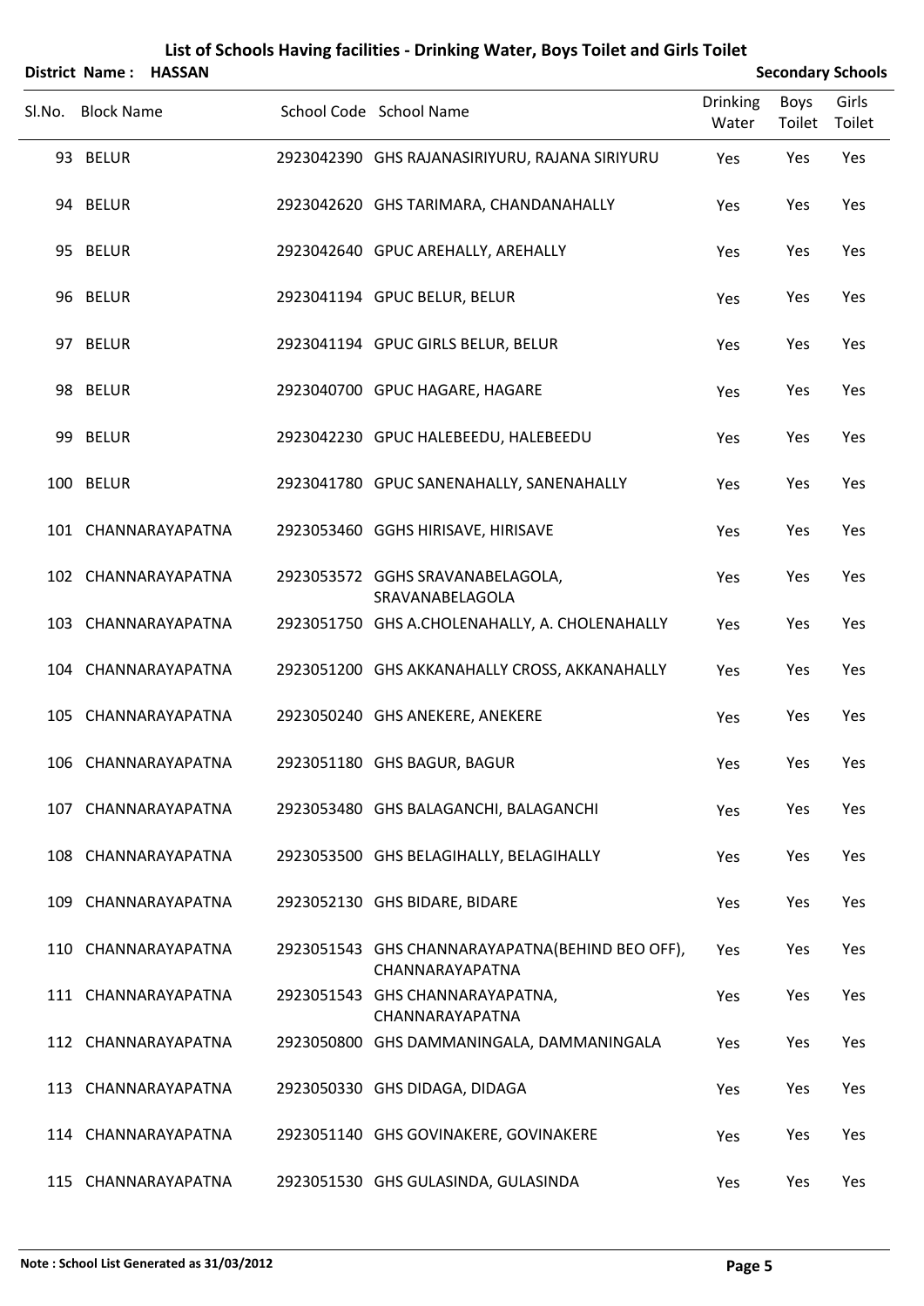# List of Schools Having facilities - Drinking Water, Boys Toilet and Girls Toilet

**District Name : HASSAN** **Secondary Schools**

| Sl.No. | Block Name | School Code | School Name | Drinking Water | Boys Toilet | Girls Toilet |
|---|---|---|---|---|---|---|
| 93 | BELUR | 2923042390 | GHS RAJANASIRIYURU, RAJANA SIRIYURU | Yes | Yes | Yes |
| 94 | BELUR | 2923042620 | GHS TARIMARA, CHANDANAHALLY | Yes | Yes | Yes |
| 95 | BELUR | 2923042640 | GPUC AREHALLY, AREHALLY | Yes | Yes | Yes |
| 96 | BELUR | 2923041194 | GPUC BELUR, BELUR | Yes | Yes | Yes |
| 97 | BELUR | 2923041194 | GPUC GIRLS BELUR, BELUR | Yes | Yes | Yes |
| 98 | BELUR | 2923040700 | GPUC HAGARE, HAGARE | Yes | Yes | Yes |
| 99 | BELUR | 2923042230 | GPUC HALEBEEDU, HALEBEEDU | Yes | Yes | Yes |
| 100 | BELUR | 2923041780 | GPUC SANENAHALLY, SANENAHALLY | Yes | Yes | Yes |
| 101 | CHANNARAYAPATNA | 2923053460 | GGHS HIRISAVE, HIRISAVE | Yes | Yes | Yes |
| 102 | CHANNARAYAPATNA | 2923053572 | GGHS SRAVANABELAGOLA, SRAVANABELAGOLA | Yes | Yes | Yes |
| 103 | CHANNARAYAPATNA | 2923051750 | GHS A.CHOLENAHALLY, A. CHOLENAHALLY | Yes | Yes | Yes |
| 104 | CHANNARAYAPATNA | 2923051200 | GHS AKKANAHALLY CROSS, AKKANAHALLY | Yes | Yes | Yes |
| 105 | CHANNARAYAPATNA | 2923050240 | GHS ANEKERE, ANEKERE | Yes | Yes | Yes |
| 106 | CHANNARAYAPATNA | 2923051180 | GHS BAGUR, BAGUR | Yes | Yes | Yes |
| 107 | CHANNARAYAPATNA | 2923053480 | GHS BALAGANCHI, BALAGANCHI | Yes | Yes | Yes |
| 108 | CHANNARAYAPATNA | 2923053500 | GHS BELAGIHALLY, BELAGIHALLY | Yes | Yes | Yes |
| 109 | CHANNARAYAPATNA | 2923052130 | GHS BIDARE, BIDARE | Yes | Yes | Yes |
| 110 | CHANNARAYAPATNA | 2923051543 | GHS CHANNARAYAPATNA(BEHIND BEO OFF), CHANNARAYAPATNA | Yes | Yes | Yes |
| 111 | CHANNARAYAPATNA | 2923051543 | GHS CHANNARAYAPATNA, CHANNARAYAPATNA | Yes | Yes | Yes |
| 112 | CHANNARAYAPATNA | 2923050800 | GHS DAMMANINGALA, DAMMANINGALA | Yes | Yes | Yes |
| 113 | CHANNARAYAPATNA | 2923050330 | GHS DIDAGA, DIDAGA | Yes | Yes | Yes |
| 114 | CHANNARAYAPATNA | 2923051140 | GHS GOVINAKERE, GOVINAKERE | Yes | Yes | Yes |
| 115 | CHANNARAYAPATNA | 2923051530 | GHS GULASINDA, GULASINDA | Yes | Yes | Yes |

**Note : School List Generated as 31/03/2012**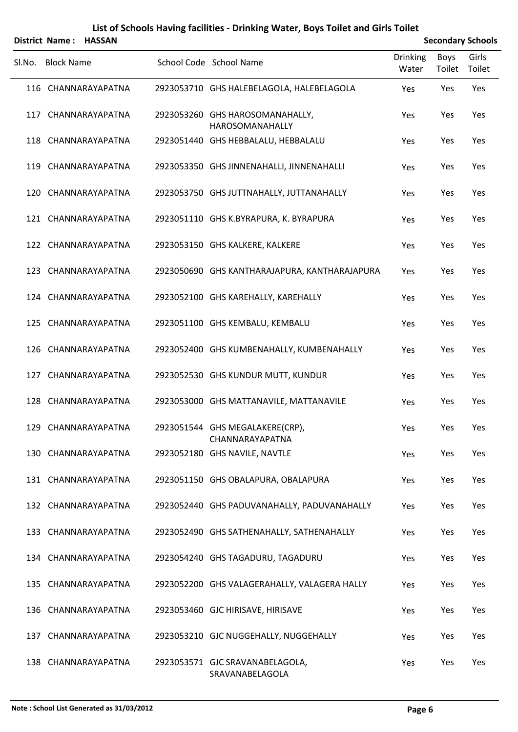# List of Schools Having facilities - Drinking Water, Boys Toilet and Girls Toilet

**District Name : HASSAN** **Secondary Schools**

| Sl.No. | Block Name | School Code | School Name | Drinking Water | Boys Toilet | Girls Toilet |
|---|---|---|---|---|---|---|
| 116 | CHANNARAYAPATNA | 2923053710 | GHS HALEBELAGOLA, HALEBELAGOLA | Yes | Yes | Yes |
| 117 | CHANNARAYAPATNA | 2923053260 | GHS HAROSOMANAHALLY, HAROSOMANAHALLY | Yes | Yes | Yes |
| 118 | CHANNARAYAPATNA | 2923051440 | GHS HEBBALALU, HEBBALALU | Yes | Yes | Yes |
| 119 | CHANNARAYAPATNA | 2923053350 | GHS JINNENAHALLI, JINNENAHALLI | Yes | Yes | Yes |
| 120 | CHANNARAYAPATNA | 2923053750 | GHS JUTTNAHALLY, JUTTANAHALLY | Yes | Yes | Yes |
| 121 | CHANNARAYAPATNA | 2923051110 | GHS K.BYRAPURA, K. BYRAPURA | Yes | Yes | Yes |
| 122 | CHANNARAYAPATNA | 2923053150 | GHS KALKERE, KALKERE | Yes | Yes | Yes |
| 123 | CHANNARAYAPATNA | 2923050690 | GHS KANTHARAJAPURA, KANTHARAJAPURA | Yes | Yes | Yes |
| 124 | CHANNARAYAPATNA | 2923052100 | GHS KAREHALLY, KAREHALLY | Yes | Yes | Yes |
| 125 | CHANNARAYAPATNA | 2923051100 | GHS KEMBALU, KEMBALU | Yes | Yes | Yes |
| 126 | CHANNARAYAPATNA | 2923052400 | GHS KUMBENAHALLY, KUMBENAHALLY | Yes | Yes | Yes |
| 127 | CHANNARAYAPATNA | 2923052530 | GHS KUNDUR MUTT, KUNDUR | Yes | Yes | Yes |
| 128 | CHANNARAYAPATNA | 2923053000 | GHS MATTANAVILE, MATTANAVILE | Yes | Yes | Yes |
| 129 | CHANNARAYAPATNA | 2923051544 | GHS MEGALAKERE(CRP), CHANNARAYAPATNA | Yes | Yes | Yes |
| 130 | CHANNARAYAPATNA | 2923052180 | GHS NAVILE, NAVTLE | Yes | Yes | Yes |
| 131 | CHANNARAYAPATNA | 2923051150 | GHS OBALAPURA, OBALAPURA | Yes | Yes | Yes |
| 132 | CHANNARAYAPATNA | 2923052440 | GHS PADUVANAHALLY, PADUVANAHALLY | Yes | Yes | Yes |
| 133 | CHANNARAYAPATNA | 2923052490 | GHS SATHENAHALLY, SATHENAHALLY | Yes | Yes | Yes |
| 134 | CHANNARAYAPATNA | 2923054240 | GHS TAGADURU, TAGADURU | Yes | Yes | Yes |
| 135 | CHANNARAYAPATNA | 2923052200 | GHS VALAGERAHALLY, VALAGERA HALLY | Yes | Yes | Yes |
| 136 | CHANNARAYAPATNA | 2923053460 | GJC HIRISAVE, HIRISAVE | Yes | Yes | Yes |
| 137 | CHANNARAYAPATNA | 2923053210 | GJC NUGGEHALLY, NUGGEHALLY | Yes | Yes | Yes |
| 138 | CHANNARAYAPATNA | 2923053571 | GJC SRAVANABELAGOLA, SRAVANABELAGOLA | Yes | Yes | Yes |

**Note : School List Generated as 31/03/2012**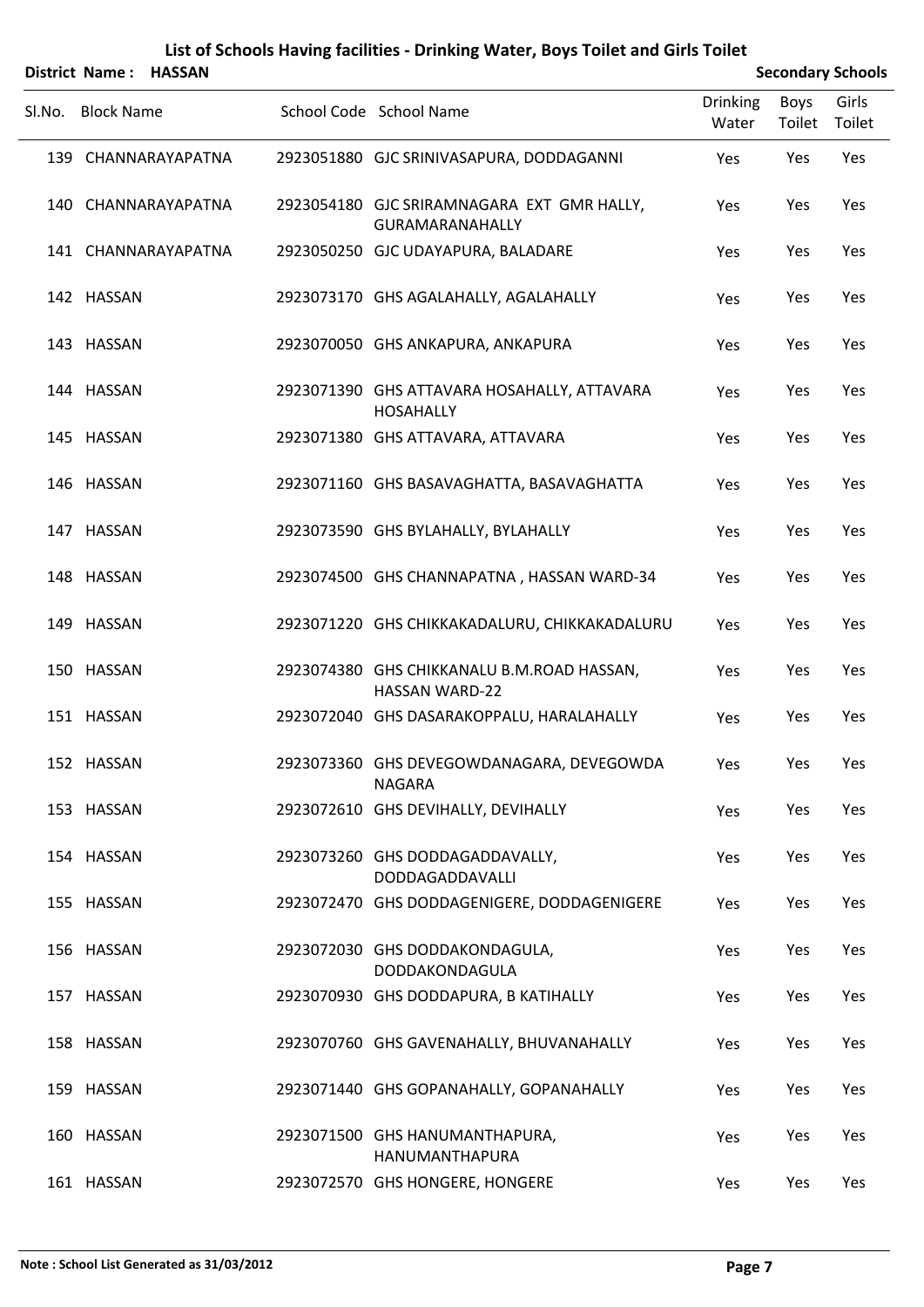# List of Schools Having facilities - Drinking Water, Boys Toilet and Girls Toilet

**District Name : HASSAN** | **Secondary Schools**

| Sl.No. | Block Name | School Code | School Name | Drinking Water | Boys Toilet | Girls Toilet |
|---|---|---|---|---|---|---|
| 139 | CHANNARAYAPATNA | 2923051880 | GJC SRINIVASAPURA, DODDAGANNI | Yes | Yes | Yes |
| 140 | CHANNARAYAPATNA | 2923054180 | GJC SRIRAMNAGARA EXT GMR HALLY, GURAMARANAHALLY | Yes | Yes | Yes |
| 141 | CHANNARAYAPATNA | 2923050250 | GJC UDAYAPURA, BALADARE | Yes | Yes | Yes |
| 142 | HASSAN | 2923073170 | GHS AGALAHALLY, AGALAHALLY | Yes | Yes | Yes |
| 143 | HASSAN | 2923070050 | GHS ANKAPURA, ANKAPURA | Yes | Yes | Yes |
| 144 | HASSAN | 2923071390 | GHS ATTAVARA HOSAHALLY, ATTAVARA HOSAHALLY | Yes | Yes | Yes |
| 145 | HASSAN | 2923071380 | GHS ATTAVARA, ATTAVARA | Yes | Yes | Yes |
| 146 | HASSAN | 2923071160 | GHS BASAVAGHATTA, BASAVAGHATTA | Yes | Yes | Yes |
| 147 | HASSAN | 2923073590 | GHS BYLAHALLY, BYLAHALLY | Yes | Yes | Yes |
| 148 | HASSAN | 2923074500 | GHS CHANNAPATNA , HASSAN WARD-34 | Yes | Yes | Yes |
| 149 | HASSAN | 2923071220 | GHS CHIKKAKADALURU, CHIKKAKADALURU | Yes | Yes | Yes |
| 150 | HASSAN | 2923074380 | GHS CHIKKANALU B.M.ROAD HASSAN, HASSAN WARD-22 | Yes | Yes | Yes |
| 151 | HASSAN | 2923072040 | GHS DASARAKOPPALU, HARALAHALLY | Yes | Yes | Yes |
| 152 | HASSAN | 2923073360 | GHS DEVEGOWDANAGARA, DEVEGOWDA NAGARA | Yes | Yes | Yes |
| 153 | HASSAN | 2923072610 | GHS DEVIHALLY, DEVIHALLY | Yes | Yes | Yes |
| 154 | HASSAN | 2923073260 | GHS DODDAGADDAVALLY, DODDAGADDAVALLI | Yes | Yes | Yes |
| 155 | HASSAN | 2923072470 | GHS DODDAGENIGERE, DODDAGENIGERE | Yes | Yes | Yes |
| 156 | HASSAN | 2923072030 | GHS DODDAKONDAGULA, DODDAKONDAGULA | Yes | Yes | Yes |
| 157 | HASSAN | 2923070930 | GHS DODDAPURA, B KATIHALLY | Yes | Yes | Yes |
| 158 | HASSAN | 2923070760 | GHS GAVENAHALLY, BHUVANAHALLY | Yes | Yes | Yes |
| 159 | HASSAN | 2923071440 | GHS GOPANAHALLY, GOPANAHALLY | Yes | Yes | Yes |
| 160 | HASSAN | 2923071500 | GHS HANUMANTHAPURA, HANUMANTHAPURA | Yes | Yes | Yes |
| 161 | HASSAN | 2923072570 | GHS HONGERE, HONGERE | Yes | Yes | Yes |

**Note : School List Generated as 31/03/2012**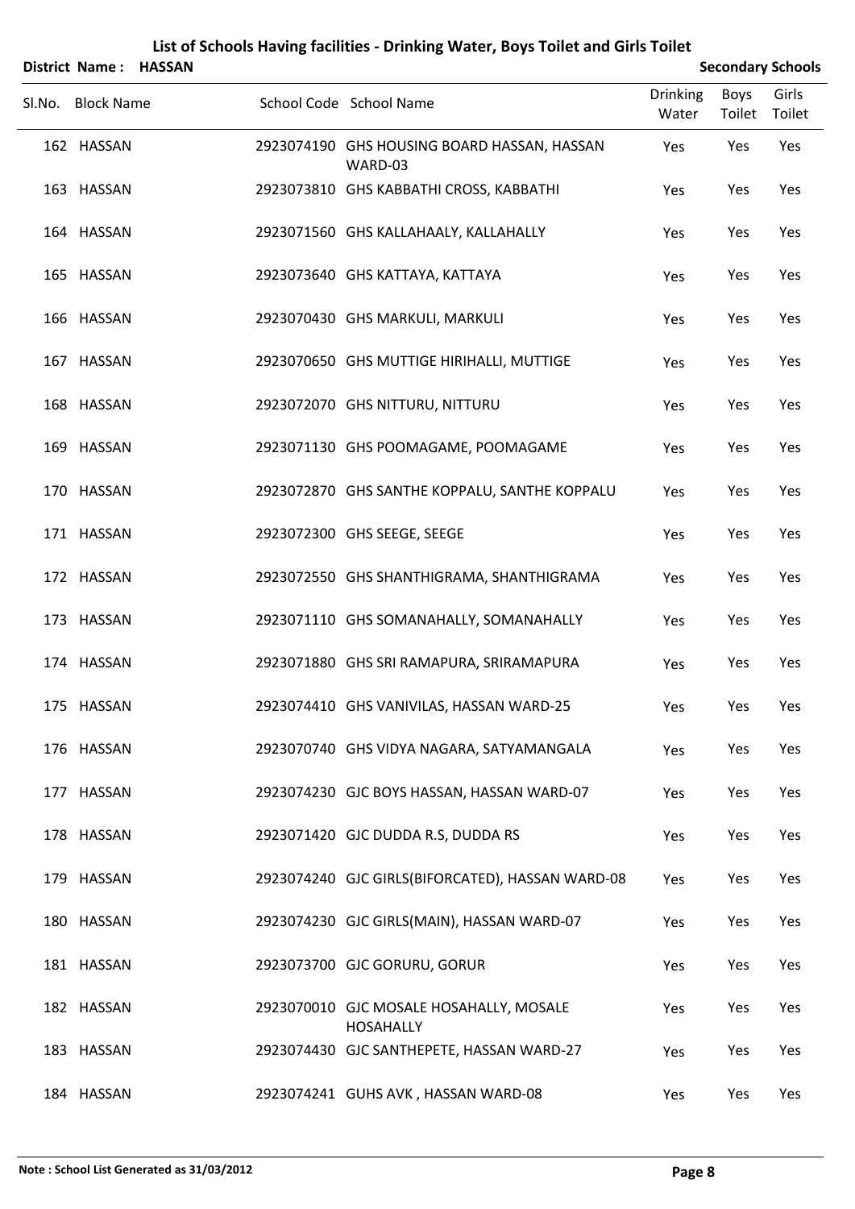# List of Schools Having facilities - Drinking Water, Boys Toilet and Girls Toilet

**District Name : HASSAN** **Secondary Schools**

| Sl.No. | Block Name | School Code | School Name | Drinking Water | Boys Toilet | Girls Toilet |
|---|---|---|---|---|---|---|
| 162 | HASSAN | 2923074190 | GHS HOUSING BOARD HASSAN, HASSAN WARD-03 | Yes | Yes | Yes |
| 163 | HASSAN | 2923073810 | GHS KABBATHI CROSS, KABBATHI | Yes | Yes | Yes |
| 164 | HASSAN | 2923071560 | GHS KALLAHAALY, KALLAHALLY | Yes | Yes | Yes |
| 165 | HASSAN | 2923073640 | GHS KATTAYA, KATTAYA | Yes | Yes | Yes |
| 166 | HASSAN | 2923070430 | GHS MARKULI, MARKULI | Yes | Yes | Yes |
| 167 | HASSAN | 2923070650 | GHS MUTTIGE HIRIHALLI, MUTTIGE | Yes | Yes | Yes |
| 168 | HASSAN | 2923072070 | GHS NITTURU, NITTURU | Yes | Yes | Yes |
| 169 | HASSAN | 2923071130 | GHS POOMAGAME, POOMAGAME | Yes | Yes | Yes |
| 170 | HASSAN | 2923072870 | GHS SANTHE KOPPALU, SANTHE KOPPALU | Yes | Yes | Yes |
| 171 | HASSAN | 2923072300 | GHS SEEGE, SEEGE | Yes | Yes | Yes |
| 172 | HASSAN | 2923072550 | GHS SHANTHIGRAMA, SHANTHIGRAMA | Yes | Yes | Yes |
| 173 | HASSAN | 2923071110 | GHS SOMANAHALLY, SOMANAHALLY | Yes | Yes | Yes |
| 174 | HASSAN | 2923071880 | GHS SRI RAMAPURA, SRIRAMAPURA | Yes | Yes | Yes |
| 175 | HASSAN | 2923074410 | GHS VANIVILAS, HASSAN WARD-25 | Yes | Yes | Yes |
| 176 | HASSAN | 2923070740 | GHS VIDYA NAGARA, SATYAMANGALA | Yes | Yes | Yes |
| 177 | HASSAN | 2923074230 | GJC BOYS HASSAN, HASSAN WARD-07 | Yes | Yes | Yes |
| 178 | HASSAN | 2923071420 | GJC DUDDA R.S, DUDDA RS | Yes | Yes | Yes |
| 179 | HASSAN | 2923074240 | GJC GIRLS(BIFORCATED), HASSAN WARD-08 | Yes | Yes | Yes |
| 180 | HASSAN | 2923074230 | GJC GIRLS(MAIN), HASSAN WARD-07 | Yes | Yes | Yes |
| 181 | HASSAN | 2923073700 | GJC GORURU, GORUR | Yes | Yes | Yes |
| 182 | HASSAN | 2923070010 | GJC MOSALE HOSAHALLY, MOSALE HOSAHALLY | Yes | Yes | Yes |
| 183 | HASSAN | 2923074430 | GJC SANTHEPETE, HASSAN WARD-27 | Yes | Yes | Yes |
| 184 | HASSAN | 2923074241 | GUHS AVK , HASSAN WARD-08 | Yes | Yes | Yes |

**Note : School List Generated as 31/03/2012**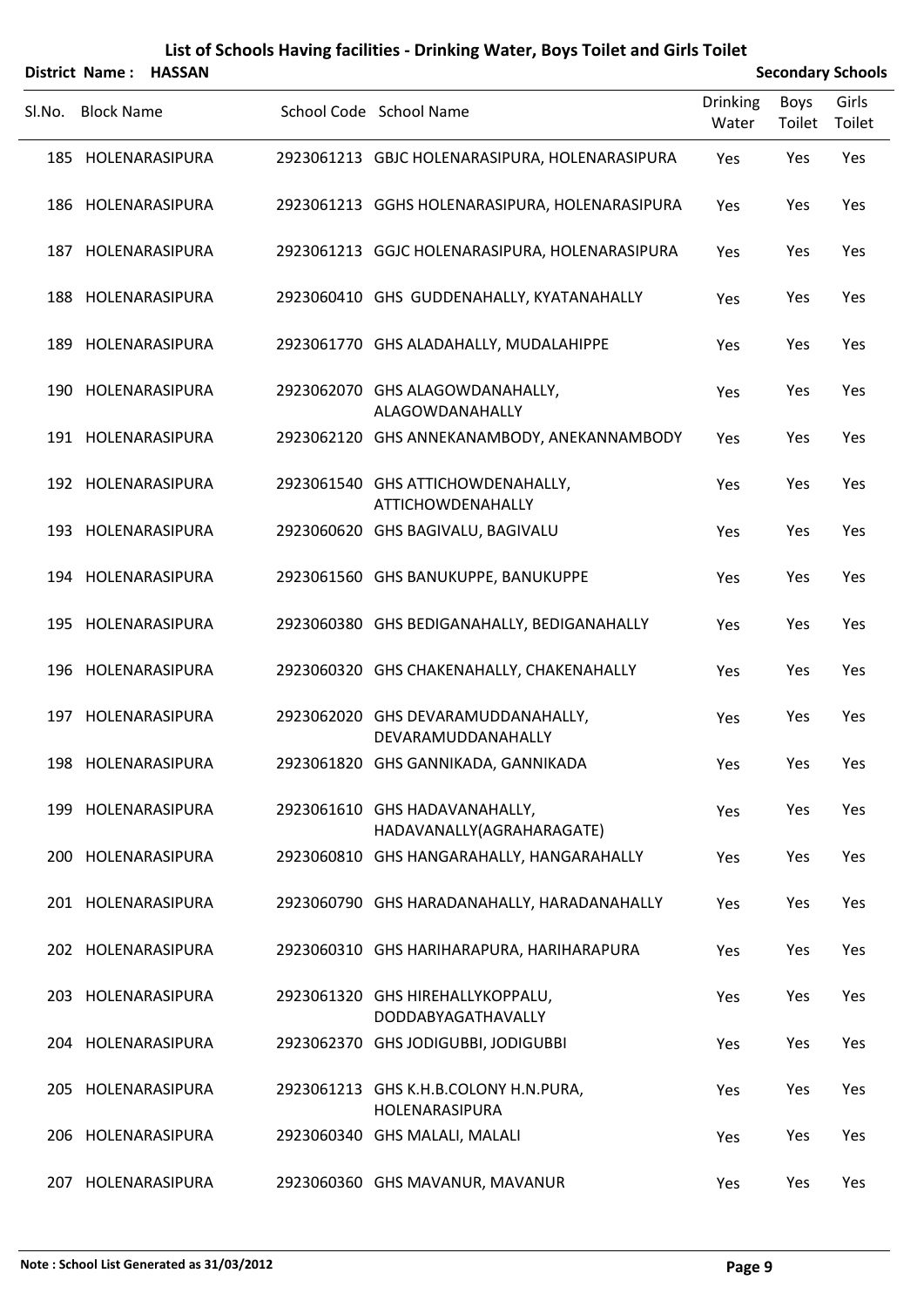# List of Schools Having facilities - Drinking Water, Boys Toilet and Girls Toilet

**District Name : HASSAN** | **Secondary Schools**

| Sl.No. | Block Name | School Code | School Name | Drinking Water | Boys Toilet | Girls Toilet |
|---|---|---|---|---|---|---|
| 185 | HOLENARASIPURA | 2923061213 | GBJC HOLENARASIPURA, HOLENARASIPURA | Yes | Yes | Yes |
| 186 | HOLENARASIPURA | 2923061213 | GGHS HOLENARASIPURA, HOLENARASIPURA | Yes | Yes | Yes |
| 187 | HOLENARASIPURA | 2923061213 | GGJC HOLENARASIPURA, HOLENARASIPURA | Yes | Yes | Yes |
| 188 | HOLENARASIPURA | 2923060410 | GHS GUDDENAHALLY, KYATANAHALLY | Yes | Yes | Yes |
| 189 | HOLENARASIPURA | 2923061770 | GHS ALADAHALLY, MUDALAHIPPE | Yes | Yes | Yes |
| 190 | HOLENARASIPURA | 2923062070 | GHS ALAGOWDANAHALLY, ALAGOWDANAHALLY | Yes | Yes | Yes |
| 191 | HOLENARASIPURA | 2923062120 | GHS ANNEKANAMBODY, ANEKANNAMBODY | Yes | Yes | Yes |
| 192 | HOLENARASIPURA | 2923061540 | GHS ATTICHOWDENAHALLY, ATTICHOWDENAHALLY | Yes | Yes | Yes |
| 193 | HOLENARASIPURA | 2923060620 | GHS BAGIVALU, BAGIVALU | Yes | Yes | Yes |
| 194 | HOLENARASIPURA | 2923061560 | GHS BANUKUPPE, BANUKUPPE | Yes | Yes | Yes |
| 195 | HOLENARASIPURA | 2923060380 | GHS BEDIGANAHALLY, BEDIGANAHALLY | Yes | Yes | Yes |
| 196 | HOLENARASIPURA | 2923060320 | GHS CHAKENAHALLY, CHAKENAHALLY | Yes | Yes | Yes |
| 197 | HOLENARASIPURA | 2923062020 | GHS DEVARAMUDDANAHALLY, DEVARAMUDDANAHALLY | Yes | Yes | Yes |
| 198 | HOLENARASIPURA | 2923061820 | GHS GANNIKADA, GANNIKADA | Yes | Yes | Yes |
| 199 | HOLENARASIPURA | 2923061610 | GHS HADAVANAHALLY, HADAVANALLY(AGRAHARAGATE) | Yes | Yes | Yes |
| 200 | HOLENARASIPURA | 2923060810 | GHS HANGARAHALLY, HANGARAHALLY | Yes | Yes | Yes |
| 201 | HOLENARASIPURA | 2923060790 | GHS HARADANAHALLY, HARADANAHALLY | Yes | Yes | Yes |
| 202 | HOLENARASIPURA | 2923060310 | GHS HARIHARAPURA, HARIHARAPURA | Yes | Yes | Yes |
| 203 | HOLENARASIPURA | 2923061320 | GHS HIREHALLYKOPPALU, DODDABYAGATHAVALLY | Yes | Yes | Yes |
| 204 | HOLENARASIPURA | 2923062370 | GHS JODIGUBBI, JODIGUBBI | Yes | Yes | Yes |
| 205 | HOLENARASIPURA | 2923061213 | GHS K.H.B.COLONY H.N.PURA, HOLENARASIPURA | Yes | Yes | Yes |
| 206 | HOLENARASIPURA | 2923060340 | GHS MALALI, MALALI | Yes | Yes | Yes |
| 207 | HOLENARASIPURA | 2923060360 | GHS MAVANUR, MAVANUR | Yes | Yes | Yes |

**Note : School List Generated as 31/03/2012**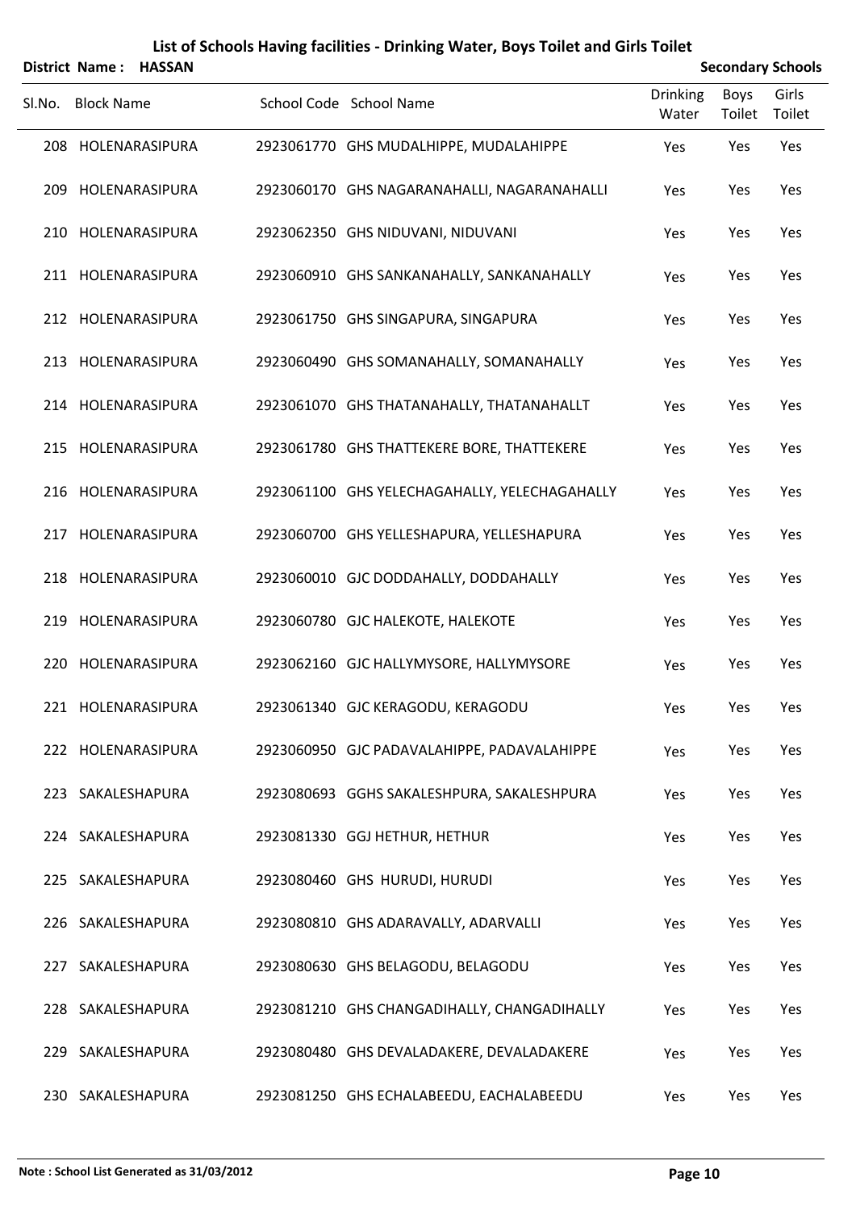# List of Schools Having facilities - Drinking Water, Boys Toilet and Girls Toilet

**District Name : HASSAN** **Secondary Schools**

| Sl.No. | Block Name | School Code | School Name | Drinking Water | Boys Toilet | Girls Toilet |
|---|---|---|---|---|---|---|
| 208 | HOLENARASIPURA | 2923061770 | GHS MUDALHIPPE, MUDALAHIPPE | Yes | Yes | Yes |
| 209 | HOLENARASIPURA | 2923060170 | GHS NAGARANAHALLI, NAGARANAHALLI | Yes | Yes | Yes |
| 210 | HOLENARASIPURA | 2923062350 | GHS NIDUVANI, NIDUVANI | Yes | Yes | Yes |
| 211 | HOLENARASIPURA | 2923060910 | GHS SANKANAHALLY, SANKANAHALLY | Yes | Yes | Yes |
| 212 | HOLENARASIPURA | 2923061750 | GHS SINGAPURA, SINGAPURA | Yes | Yes | Yes |
| 213 | HOLENARASIPURA | 2923060490 | GHS SOMANAHALLY, SOMANAHALLY | Yes | Yes | Yes |
| 214 | HOLENARASIPURA | 2923061070 | GHS THATANAHALLY, THATANAHALLT | Yes | Yes | Yes |
| 215 | HOLENARASIPURA | 2923061780 | GHS THATTEKERE BORE, THATTEKERE | Yes | Yes | Yes |
| 216 | HOLENARASIPURA | 2923061100 | GHS YELECHAGAHALLY, YELECHAGAHALLY | Yes | Yes | Yes |
| 217 | HOLENARASIPURA | 2923060700 | GHS YELLESHAPURA, YELLESHAPURA | Yes | Yes | Yes |
| 218 | HOLENARASIPURA | 2923060010 | GJC DODDAHALLY, DODDAHALLY | Yes | Yes | Yes |
| 219 | HOLENARASIPURA | 2923060780 | GJC HALEKOTE, HALEKOTE | Yes | Yes | Yes |
| 220 | HOLENARASIPURA | 2923062160 | GJC HALLYMYSORE, HALLYMYSORE | Yes | Yes | Yes |
| 221 | HOLENARASIPURA | 2923061340 | GJC KERAGODU, KERAGODU | Yes | Yes | Yes |
| 222 | HOLENARASIPURA | 2923060950 | GJC PADAVALAHIPPE, PADAVALAHIPPE | Yes | Yes | Yes |
| 223 | SAKALESHAPURA | 2923080693 | GGHS SAKALESHPURA, SAKALESHPURA | Yes | Yes | Yes |
| 224 | SAKALESHAPURA | 2923081330 | GGJ HETHUR, HETHUR | Yes | Yes | Yes |
| 225 | SAKALESHAPURA | 2923080460 | GHS HURUDI, HURUDI | Yes | Yes | Yes |
| 226 | SAKALESHAPURA | 2923080810 | GHS ADARAVALLY, ADARVALLI | Yes | Yes | Yes |
| 227 | SAKALESHAPURA | 2923080630 | GHS BELAGODU, BELAGODU | Yes | Yes | Yes |
| 228 | SAKALESHAPURA | 2923081210 | GHS CHANGADIHALLY, CHANGADIHALLY | Yes | Yes | Yes |
| 229 | SAKALESHAPURA | 2923080480 | GHS DEVALADAKERE, DEVALADAKERE | Yes | Yes | Yes |
| 230 | SAKALESHAPURA | 2923081250 | GHS ECHALABEEDU, EACHALABEEDU | Yes | Yes | Yes |

**Note : School List Generated as 31/03/2012**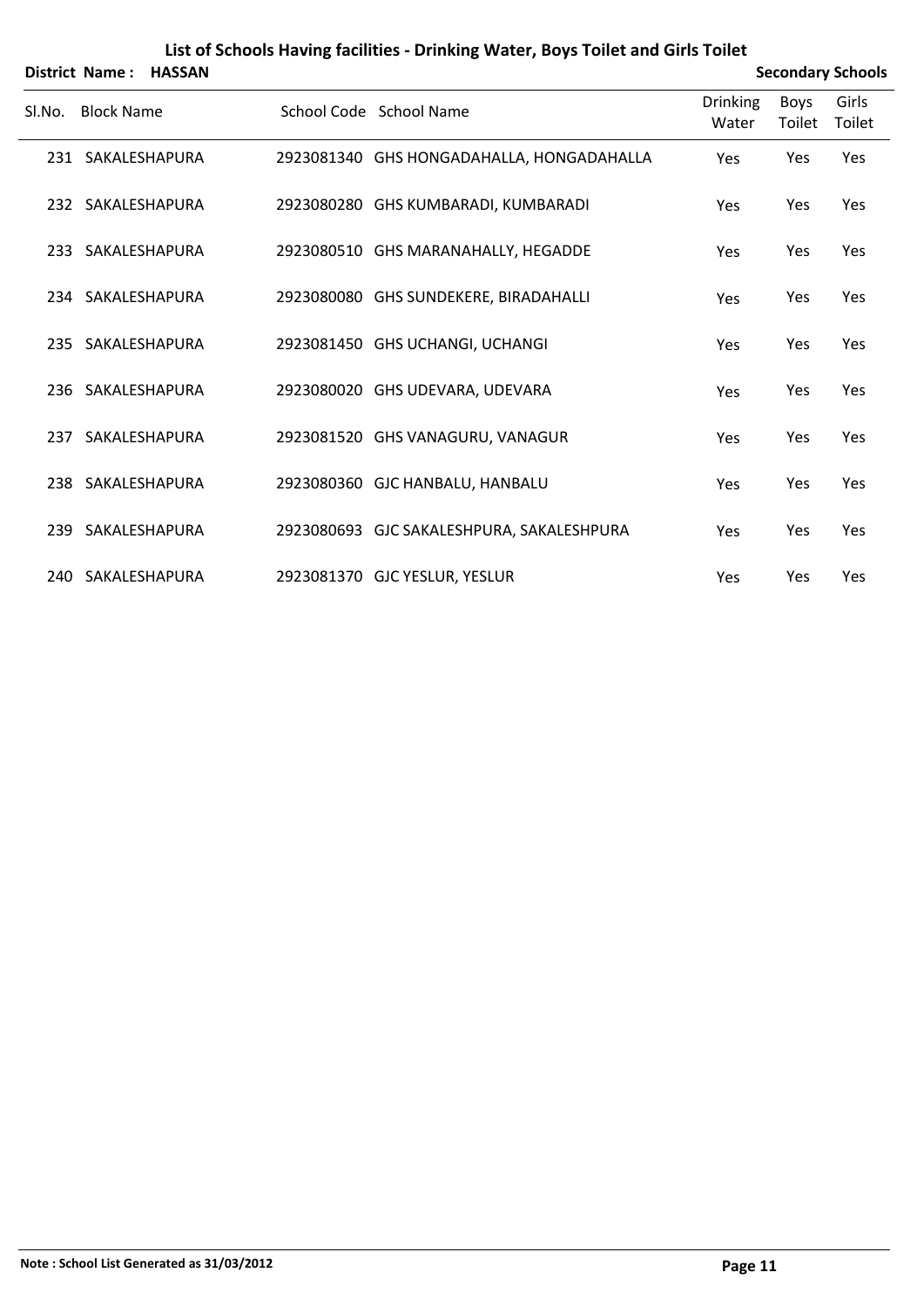# List of Schools Having facilities - Drinking Water, Boys Toilet and Girls Toilet

**District Name : HASSAN** **Secondary Schools**

| Sl.No. | Block Name | School Code | School Name | Drinking Water | Boys Toilet | Girls Toilet |
|---|---|---|---|---|---|---|
| 231 | SAKALESHAPURA | 2923081340 | GHS HONGADAHALLA, HONGADAHALLA | Yes | Yes | Yes |
| 232 | SAKALESHAPURA | 2923080280 | GHS KUMBARADI, KUMBARADI | Yes | Yes | Yes |
| 233 | SAKALESHAPURA | 2923080510 | GHS MARANAHALLY, HEGADDE | Yes | Yes | Yes |
| 234 | SAKALESHAPURA | 2923080080 | GHS SUNDEKERE, BIRADAHALLI | Yes | Yes | Yes |
| 235 | SAKALESHAPURA | 2923081450 | GHS UCHANGI, UCHANGI | Yes | Yes | Yes |
| 236 | SAKALESHAPURA | 2923080020 | GHS UDEVARA, UDEVARA | Yes | Yes | Yes |
| 237 | SAKALESHAPURA | 2923081520 | GHS VANAGURU, VANAGUR | Yes | Yes | Yes |
| 238 | SAKALESHAPURA | 2923080360 | GJC HANBALU, HANBALU | Yes | Yes | Yes |
| 239 | SAKALESHAPURA | 2923080693 | GJC SAKALESHPURA, SAKALESHPURA | Yes | Yes | Yes |
| 240 | SAKALESHAPURA | 2923081370 | GJC YESLUR, YESLUR | Yes | Yes | Yes |

**Note : School List Generated as 31/03/2012**